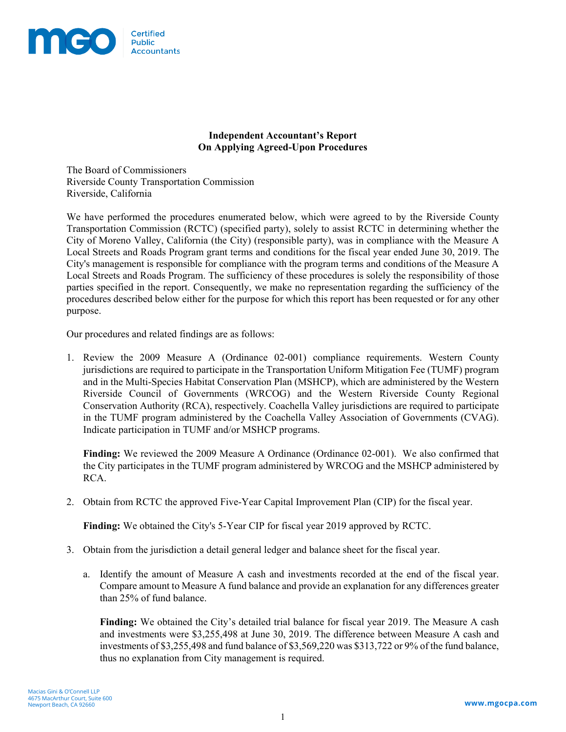MGO Certified Public Accountants

## Independent Accountant's Report On Applying Agreed-Upon Procedures

The Board of Commissioners
Riverside County Transportation Commission
Riverside, California

We have performed the procedures enumerated below, which were agreed to by the Riverside County Transportation Commission (RCTC) (specified party), solely to assist RCTC in determining whether the City of Moreno Valley, California (the City) (responsible party), was in compliance with the Measure A Local Streets and Roads Program grant terms and conditions for the fiscal year ended June 30, 2019. The City's management is responsible for compliance with the program terms and conditions of the Measure A Local Streets and Roads Program. The sufficiency of these procedures is solely the responsibility of those parties specified in the report. Consequently, we make no representation regarding the sufficiency of the procedures described below either for the purpose for which this report has been requested or for any other purpose.

Our procedures and related findings are as follows:

1. Review the 2009 Measure A (Ordinance 02-001) compliance requirements. Western County jurisdictions are required to participate in the Transportation Uniform Mitigation Fee (TUMF) program and in the Multi-Species Habitat Conservation Plan (MSHCP), which are administered by the Western Riverside Council of Governments (WRCOG) and the Western Riverside County Regional Conservation Authority (RCA), respectively. Coachella Valley jurisdictions are required to participate in the TUMF program administered by the Coachella Valley Association of Governments (CVAG). Indicate participation in TUMF and/or MSHCP programs.

   **Finding:** We reviewed the 2009 Measure A Ordinance (Ordinance 02-001). We also confirmed that the City participates in the TUMF program administered by WRCOG and the MSHCP administered by RCA.

2. Obtain from RCTC the approved Five-Year Capital Improvement Plan (CIP) for the fiscal year.

   **Finding:** We obtained the City's 5-Year CIP for fiscal year 2019 approved by RCTC.

3. Obtain from the jurisdiction a detail general ledger and balance sheet for the fiscal year.

   a. Identify the amount of Measure A cash and investments recorded at the end of the fiscal year. Compare amount to Measure A fund balance and provide an explanation for any differences greater than 25% of fund balance.

      **Finding:** We obtained the City's detailed trial balance for fiscal year 2019. The Measure A cash and investments were $3,255,498 at June 30, 2019. The difference between Measure A cash and investments of $3,255,498 and fund balance of $3,569,220 was $313,722 or 9% of the fund balance, thus no explanation from City management is required.

Macias Gini & O'Connell LLP
4675 MacArthur Court, Suite 600
Newport Beach, CA 92660

www.mgocpa.com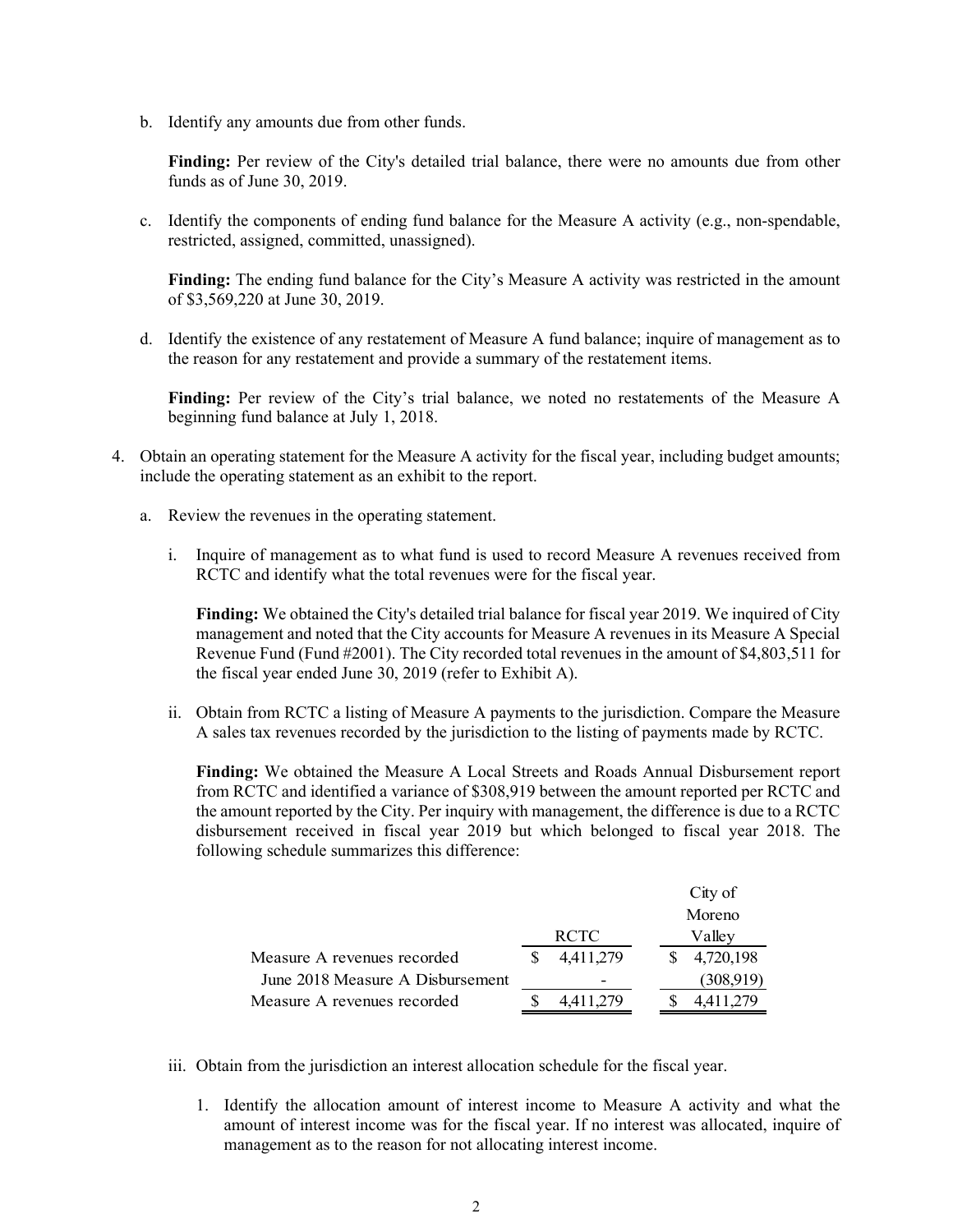b. Identify any amounts due from other funds.

   **Finding:** Per review of the City's detailed trial balance, there were no amounts due from other funds as of June 30, 2019.

c. Identify the components of ending fund balance for the Measure A activity (e.g., non-spendable, restricted, assigned, committed, unassigned).

   **Finding:** The ending fund balance for the City's Measure A activity was restricted in the amount of $3,569,220 at June 30, 2019.

d. Identify the existence of any restatement of Measure A fund balance; inquire of management as to the reason for any restatement and provide a summary of the restatement items.

   **Finding:** Per review of the City's trial balance, we noted no restatements of the Measure A beginning fund balance at July 1, 2018.

4. Obtain an operating statement for the Measure A activity for the fiscal year, including budget amounts; include the operating statement as an exhibit to the report.

   a. Review the revenues in the operating statement.

      i. Inquire of management as to what fund is used to record Measure A revenues received from RCTC and identify what the total revenues were for the fiscal year.

         **Finding:** We obtained the City's detailed trial balance for fiscal year 2019. We inquired of City management and noted that the City accounts for Measure A revenues in its Measure A Special Revenue Fund (Fund #2001). The City recorded total revenues in the amount of $4,803,511 for the fiscal year ended June 30, 2019 (refer to Exhibit A).

      ii. Obtain from RCTC a listing of Measure A payments to the jurisdiction. Compare the Measure A sales tax revenues recorded by the jurisdiction to the listing of payments made by RCTC.

         **Finding:** We obtained the Measure A Local Streets and Roads Annual Disbursement report from RCTC and identified a variance of $308,919 between the amount reported per RCTC and the amount reported by the City. Per inquiry with management, the difference is due to a RCTC disbursement received in fiscal year 2019 but which belonged to fiscal year 2018. The following schedule summarizes this difference:

| | RCTC | City of Moreno Valley |
|---|---|---|
| Measure A revenues recorded | $ 4,411,279 | $ 4,720,198 |
| June 2018 Measure A Disbursement | - | (308,919) |
| Measure A revenues recorded | $ 4,411,279 | $ 4,411,279 |

      iii. Obtain from the jurisdiction an interest allocation schedule for the fiscal year.

         1. Identify the allocation amount of interest income to Measure A activity and what the amount of interest income was for the fiscal year. If no interest was allocated, inquire of management as to the reason for not allocating interest income.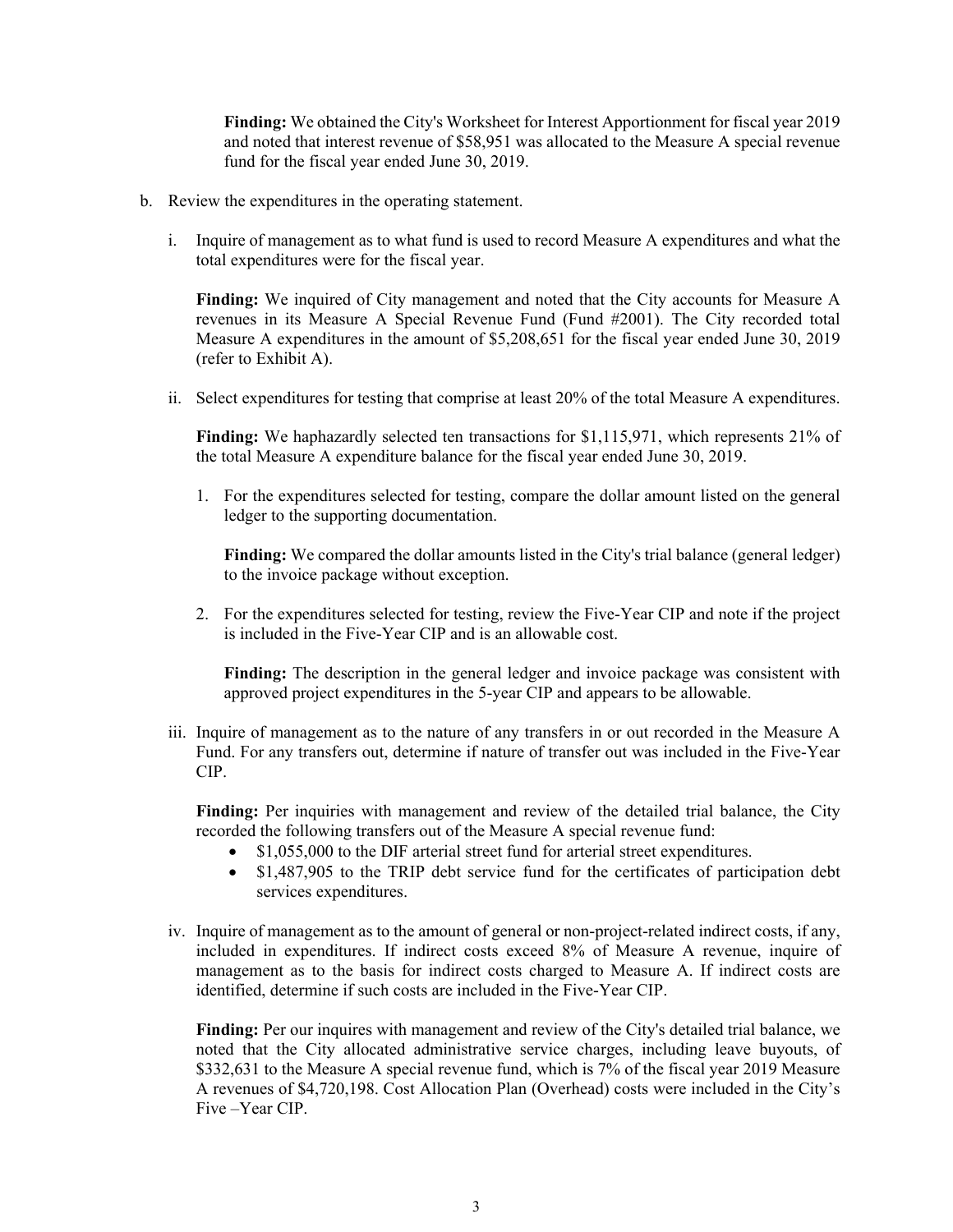**Finding:** We obtained the City's Worksheet for Interest Apportionment for fiscal year 2019 and noted that interest revenue of $58,951 was allocated to the Measure A special revenue fund for the fiscal year ended June 30, 2019.

b. Review the expenditures in the operating statement.

   i. Inquire of management as to what fund is used to record Measure A expenditures and what the total expenditures were for the fiscal year.

      **Finding:** We inquired of City management and noted that the City accounts for Measure A revenues in its Measure A Special Revenue Fund (Fund #2001). The City recorded total Measure A expenditures in the amount of $5,208,651 for the fiscal year ended June 30, 2019 (refer to Exhibit A).

   ii. Select expenditures for testing that comprise at least 20% of the total Measure A expenditures.

      **Finding:** We haphazardly selected ten transactions for $1,115,971, which represents 21% of the total Measure A expenditure balance for the fiscal year ended June 30, 2019.

      1. For the expenditures selected for testing, compare the dollar amount listed on the general ledger to the supporting documentation.

         **Finding:** We compared the dollar amounts listed in the City's trial balance (general ledger) to the invoice package without exception.

      2. For the expenditures selected for testing, review the Five-Year CIP and note if the project is included in the Five-Year CIP and is an allowable cost.

         **Finding:** The description in the general ledger and invoice package was consistent with approved project expenditures in the 5-year CIP and appears to be allowable.

   iii. Inquire of management as to the nature of any transfers in or out recorded in the Measure A Fund. For any transfers out, determine if nature of transfer out was included in the Five-Year CIP.

      **Finding:** Per inquiries with management and review of the detailed trial balance, the City recorded the following transfers out of the Measure A special revenue fund:

      - $1,055,000 to the DIF arterial street fund for arterial street expenditures.
      - $1,487,905 to the TRIP debt service fund for the certificates of participation debt services expenditures.

   iv. Inquire of management as to the amount of general or non-project-related indirect costs, if any, included in expenditures. If indirect costs exceed 8% of Measure A revenue, inquire of management as to the basis for indirect costs charged to Measure A. If indirect costs are identified, determine if such costs are included in the Five-Year CIP.

      **Finding:** Per our inquires with management and review of the City's detailed trial balance, we noted that the City allocated administrative service charges, including leave buyouts, of $332,631 to the Measure A special revenue fund, which is 7% of the fiscal year 2019 Measure A revenues of $4,720,198. Cost Allocation Plan (Overhead) costs were included in the City's Five –Year CIP.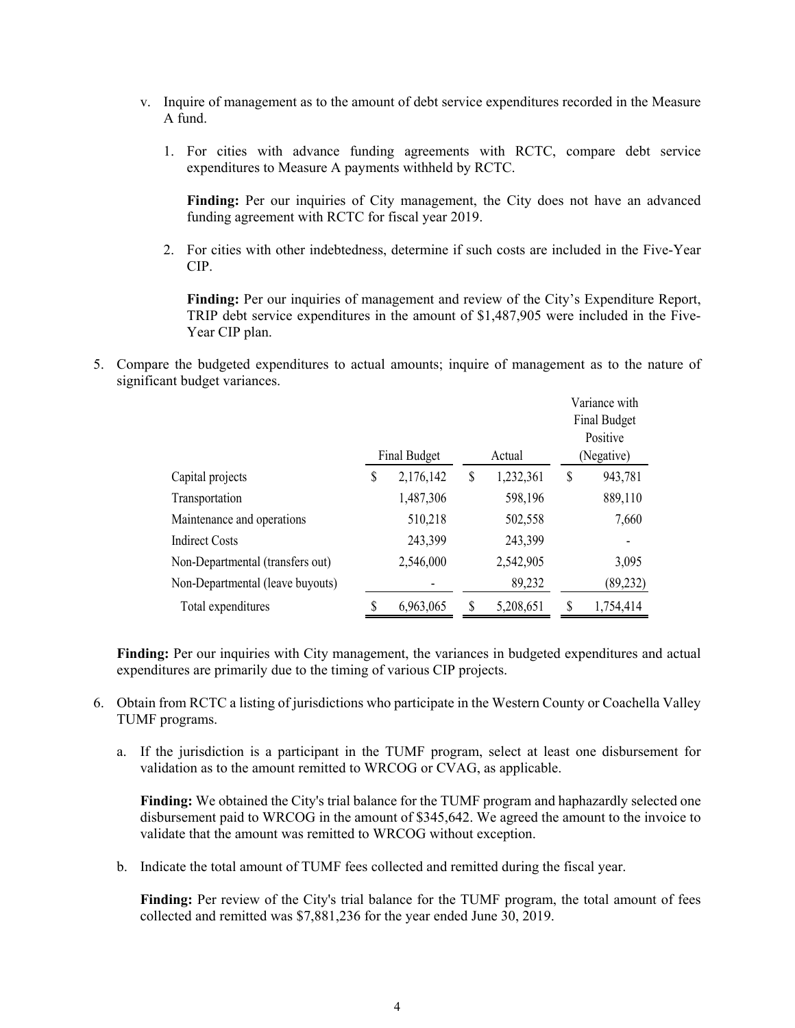v. Inquire of management as to the amount of debt service expenditures recorded in the Measure A fund.

1. For cities with advance funding agreements with RCTC, compare debt service expenditures to Measure A payments withheld by RCTC.

   **Finding:** Per our inquiries of City management, the City does not have an advanced funding agreement with RCTC for fiscal year 2019.

2. For cities with other indebtedness, determine if such costs are included in the Five-Year CIP.

   **Finding:** Per our inquiries of management and review of the City's Expenditure Report, TRIP debt service expenditures in the amount of $1,487,905 were included in the Five-Year CIP plan.

5. Compare the budgeted expenditures to actual amounts; inquire of management as to the nature of significant budget variances.

| | Final Budget | Actual | Variance with Final Budget Positive (Negative) |
|---|---|---|---|
| Capital projects | $ 2,176,142 | $ 1,232,361 | $ 943,781 |
| Transportation | 1,487,306 | 598,196 | 889,110 |
| Maintenance and operations | 510,218 | 502,558 | 7,660 |
| Indirect Costs | 243,399 | 243,399 | - |
| Non-Departmental (transfers out) | 2,546,000 | 2,542,905 | 3,095 |
| Non-Departmental (leave buyouts) | - | 89,232 | (89,232) |
| Total expenditures | $ 6,963,065 | $ 5,208,651 | $ 1,754,414 |

**Finding:** Per our inquiries with City management, the variances in budgeted expenditures and actual expenditures are primarily due to the timing of various CIP projects.

6. Obtain from RCTC a listing of jurisdictions who participate in the Western County or Coachella Valley TUMF programs.

   a. If the jurisdiction is a participant in the TUMF program, select at least one disbursement for validation as to the amount remitted to WRCOG or CVAG, as applicable.

   **Finding:** We obtained the City's trial balance for the TUMF program and haphazardly selected one disbursement paid to WRCOG in the amount of $345,642. We agreed the amount to the invoice to validate that the amount was remitted to WRCOG without exception.

   b. Indicate the total amount of TUMF fees collected and remitted during the fiscal year.

   **Finding:** Per review of the City's trial balance for the TUMF program, the total amount of fees collected and remitted was $7,881,236 for the year ended June 30, 2019.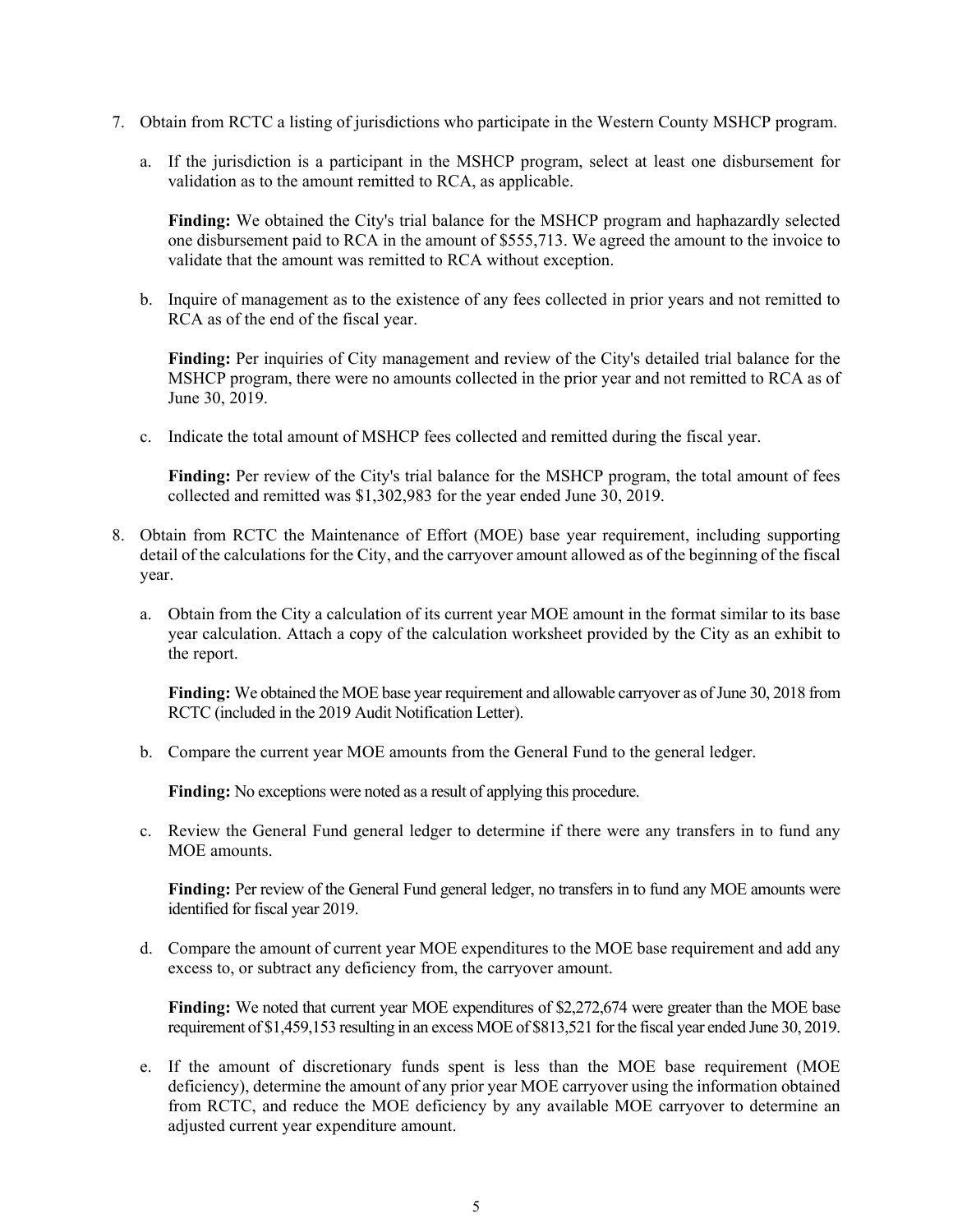7. Obtain from RCTC a listing of jurisdictions who participate in the Western County MSHCP program.

   a. If the jurisdiction is a participant in the MSHCP program, select at least one disbursement for validation as to the amount remitted to RCA, as applicable.

      **Finding:** We obtained the City's trial balance for the MSHCP program and haphazardly selected one disbursement paid to RCA in the amount of $555,713. We agreed the amount to the invoice to validate that the amount was remitted to RCA without exception.

   b. Inquire of management as to the existence of any fees collected in prior years and not remitted to RCA as of the end of the fiscal year.

      **Finding:** Per inquiries of City management and review of the City's detailed trial balance for the MSHCP program, there were no amounts collected in the prior year and not remitted to RCA as of June 30, 2019.

   c. Indicate the total amount of MSHCP fees collected and remitted during the fiscal year.

      **Finding:** Per review of the City's trial balance for the MSHCP program, the total amount of fees collected and remitted was $1,302,983 for the year ended June 30, 2019.

8. Obtain from RCTC the Maintenance of Effort (MOE) base year requirement, including supporting detail of the calculations for the City, and the carryover amount allowed as of the beginning of the fiscal year.

   a. Obtain from the City a calculation of its current year MOE amount in the format similar to its base year calculation. Attach a copy of the calculation worksheet provided by the City as an exhibit to the report.

      **Finding:** We obtained the MOE base year requirement and allowable carryover as of June 30, 2018 from RCTC (included in the 2019 Audit Notification Letter).

   b. Compare the current year MOE amounts from the General Fund to the general ledger.

      **Finding:** No exceptions were noted as a result of applying this procedure.

   c. Review the General Fund general ledger to determine if there were any transfers in to fund any MOE amounts.

      **Finding:** Per review of the General Fund general ledger, no transfers in to fund any MOE amounts were identified for fiscal year 2019.

   d. Compare the amount of current year MOE expenditures to the MOE base requirement and add any excess to, or subtract any deficiency from, the carryover amount.

      **Finding:** We noted that current year MOE expenditures of $2,272,674 were greater than the MOE base requirement of $1,459,153 resulting in an excess MOE of $813,521 for the fiscal year ended June 30, 2019.

   e. If the amount of discretionary funds spent is less than the MOE base requirement (MOE deficiency), determine the amount of any prior year MOE carryover using the information obtained from RCTC, and reduce the MOE deficiency by any available MOE carryover to determine an adjusted current year expenditure amount.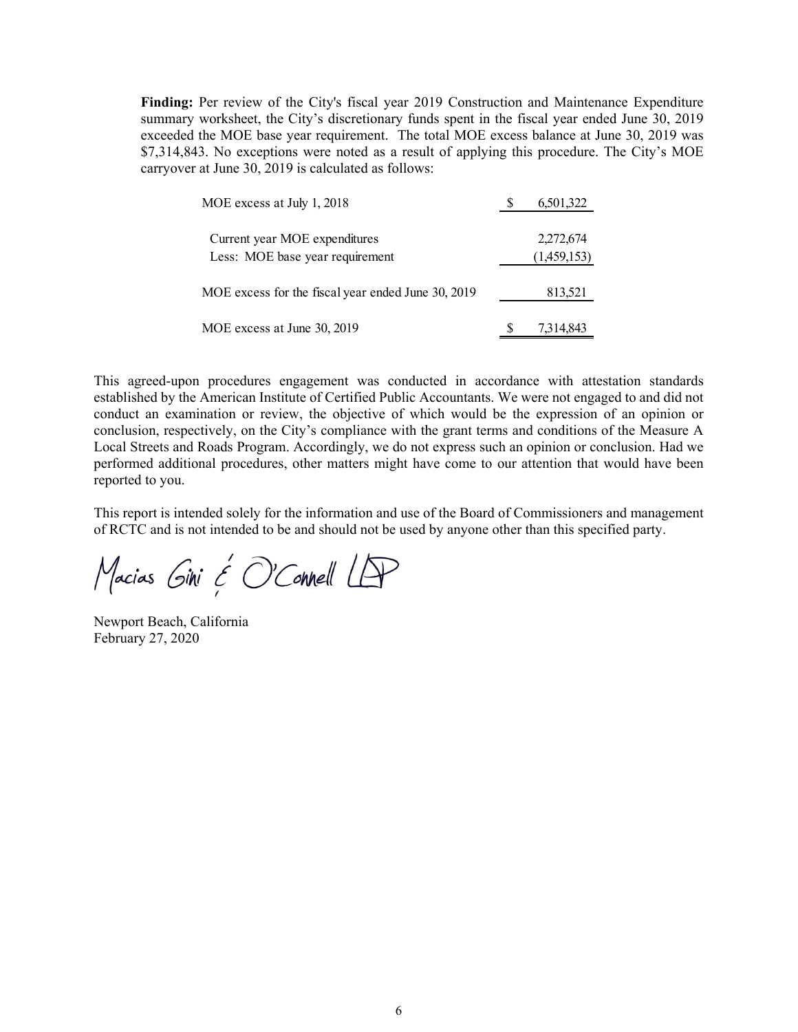**Finding:** Per review of the City's fiscal year 2019 Construction and Maintenance Expenditure summary worksheet, the City's discretionary funds spent in the fiscal year ended June 30, 2019 exceeded the MOE base year requirement. The total MOE excess balance at June 30, 2019 was $7,314,843. No exceptions were noted as a result of applying this procedure. The City's MOE carryover at June 30, 2019 is calculated as follows:

| | | |
|---|---|---|
| MOE excess at July 1, 2018 | $ | 6,501,322 |
| Current year MOE expenditures | | 2,272,674 |
| Less: MOE base year requirement | | (1,459,153) |
| MOE excess for the fiscal year ended June 30, 2019 | | 813,521 |
| MOE excess at June 30, 2019 | $ | 7,314,843 |

This agreed-upon procedures engagement was conducted in accordance with attestation standards established by the American Institute of Certified Public Accountants. We were not engaged to and did not conduct an examination or review, the objective of which would be the expression of an opinion or conclusion, respectively, on the City's compliance with the grant terms and conditions of the Measure A Local Streets and Roads Program. Accordingly, we do not express such an opinion or conclusion. Had we performed additional procedures, other matters might have come to our attention that would have been reported to you.

This report is intended solely for the information and use of the Board of Commissioners and management of RCTC and is not intended to be and should not be used by anyone other than this specified party.

Macias Gini & O'Connell LLP

Newport Beach, California
February 27, 2020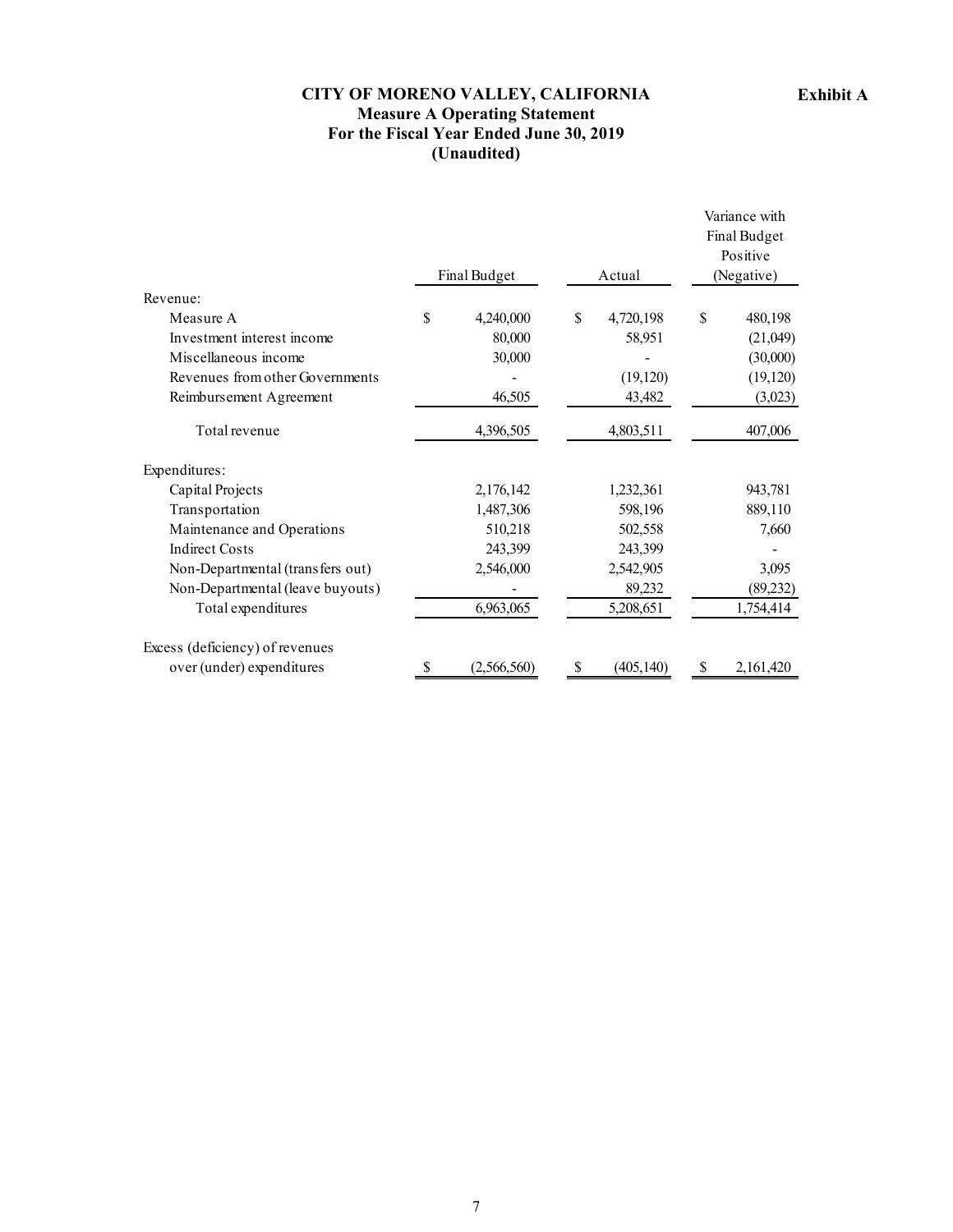**Exhibit A**

# CITY OF MORENO VALLEY, CALIFORNIA
## Measure A Operating Statement
### For the Fiscal Year Ended June 30, 2019
### (Unaudited)

| | Final Budget | Actual | Variance with Final Budget Positive (Negative) |
|---|---|---|---|
| Revenue: | | | |
| Measure A | $ 4,240,000 | $ 4,720,198 | $ 480,198 |
| Investment interest income | 80,000 | 58,951 | (21,049) |
| Miscellaneous income | 30,000 | - | (30,000) |
| Revenues from other Governments | - | (19,120) | (19,120) |
| Reimbursement Agreement | 46,505 | 43,482 | (3,023) |
| Total revenue | 4,396,505 | 4,803,511 | 407,006 |
| Expenditures: | | | |
| Capital Projects | 2,176,142 | 1,232,361 | 943,781 |
| Transportation | 1,487,306 | 598,196 | 889,110 |
| Maintenance and Operations | 510,218 | 502,558 | 7,660 |
| Indirect Costs | 243,399 | 243,399 | - |
| Non-Departmental (transfers out) | 2,546,000 | 2,542,905 | 3,095 |
| Non-Departmental (leave buyouts) | - | 89,232 | (89,232) |
| Total expenditures | 6,963,065 | 5,208,651 | 1,754,414 |
| Excess (deficiency) of revenues over (under) expenditures | $ (2,566,560) | $ (405,140) | $ 2,161,420 |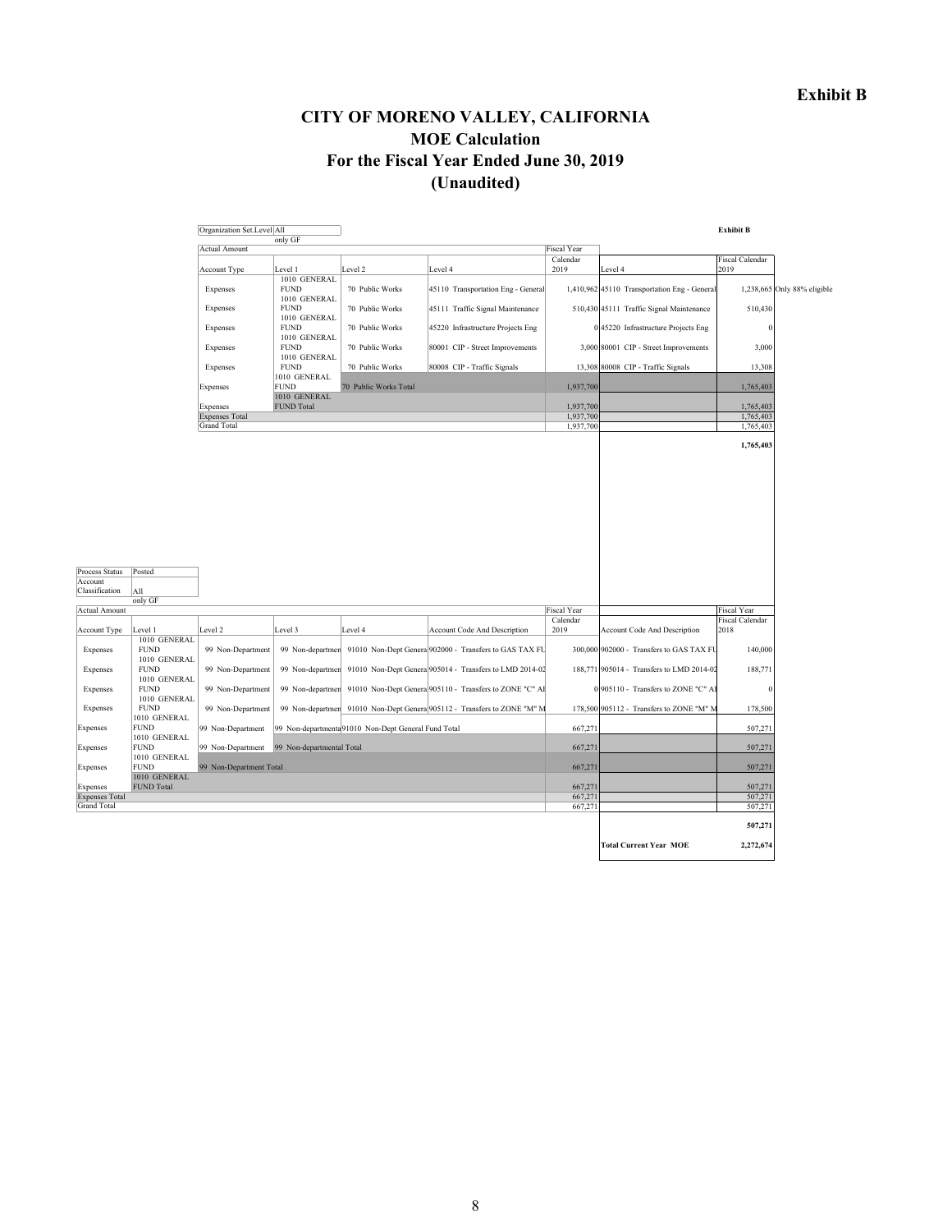**Exhibit B**

# CITY OF MORENO VALLEY, CALIFORNIA

## MOE Calculation

## For the Fiscal Year Ended June 30, 2019

## (Unaudited)

Organization Set.Level: All only GF

**Exhibit B**

| Actual Amount | | | | Fiscal Year | | | |
|---|---|---|---|---|---|---|---|
| Account Type | Level 1 | Level 2 | Level 4 | Calendar 2019 | Level 4 | Fiscal Calendar 2019 | |
| Expenses | 1010 GENERAL FUND | 70 Public Works | 45110 Transportation Eng - General | 1,410,962 | 45110 Transportation Eng - General | 1,238,665 | Only 88% eligible |
| Expenses | 1010 GENERAL FUND | 70 Public Works | 45111 Traffic Signal Maintenance | 510,430 | 45111 Traffic Signal Maintenance | 510,430 | |
| Expenses | 1010 GENERAL FUND | 70 Public Works | 45220 Infrastructure Projects Eng | 0 | 45220 Infrastructure Projects Eng | 0 | |
| Expenses | 1010 GENERAL FUND | 70 Public Works | 80001 CIP - Street Improvements | 3,000 | 80001 CIP - Street Improvements | 3,000 | |
| Expenses | 1010 GENERAL FUND | 70 Public Works | 80008 CIP - Traffic Signals | 13,308 | 80008 CIP - Traffic Signals | 13,308 | |
| Expenses | 1010 GENERAL FUND | 70 Public Works Total | | 1,937,700 | | 1,765,403 | |
| Expenses | 1010 GENERAL FUND Total | | | 1,937,700 | | 1,765,403 | |
| Expenses Total | | | | 1,937,700 | | 1,765,403 | |
| Grand Total | | | | 1,937,700 | | 1,765,403 | |
| | | | | | | **1,765,403** | |

Process Status: Posted
Account Classification: All only GF

| Actual Amount | | | | | Fiscal Year | | Fiscal Year |
|---|---|---|---|---|---|---|---|
| Account Type | Level 1 | Level 2 | Level 3 | Level 4 | Account Code And Description | Calendar 2019 | Account Code And Description | Fiscal Calendar 2018 |
| Expenses | 1010 GENERAL FUND | 99 Non-Department | 99 Non-departmen | 91010 Non-Dept Genera | 902000 - Transfers to GAS TAX FU | 300,000 | 902000 - Transfers to GAS TAX FU | 140,000 |
| Expenses | 1010 GENERAL FUND | 99 Non-Department | 99 Non-departmen | 91010 Non-Dept Genera | 905014 - Transfers to LMD 2014-02 | 188,771 | 905014 - Transfers to LMD 2014-02 | 188,771 |
| Expenses | 1010 GENERAL FUND | 99 Non-Department | 99 Non-departmen | 91010 Non-Dept Genera | 905110 - Transfers to ZONE "C" AI | 0 | 905110 - Transfers to ZONE "C" AI | 0 |
| Expenses | 1010 GENERAL FUND | 99 Non-Department | 99 Non-departmen | 91010 Non-Dept Genera | 905112 - Transfers to ZONE "M" M | 178,500 | 905112 - Transfers to ZONE "M" M | 178,500 |
| Expenses | 1010 GENERAL FUND | 99 Non-Department | 99 Non-departmenta | 91010 Non-Dept General Fund Total | | 667,271 | | 507,271 |
| Expenses | 1010 GENERAL FUND | 99 Non-Department | 99 Non-departmental Total | | | 667,271 | | 507,271 |
| Expenses | 1010 GENERAL FUND | 99 Non-Department Total | | | | 667,271 | | 507,271 |
| Expenses | 1010 GENERAL FUND Total | | | | | 667,271 | | 507,271 |
| Expenses Total | | | | | | 667,271 | | 507,271 |
| Grand Total | | | | | | 667,271 | | 507,271 |
| | | | | | | | | **507,271** |
| | | | | | | | **Total Current Year MOE** | **2,272,674** |